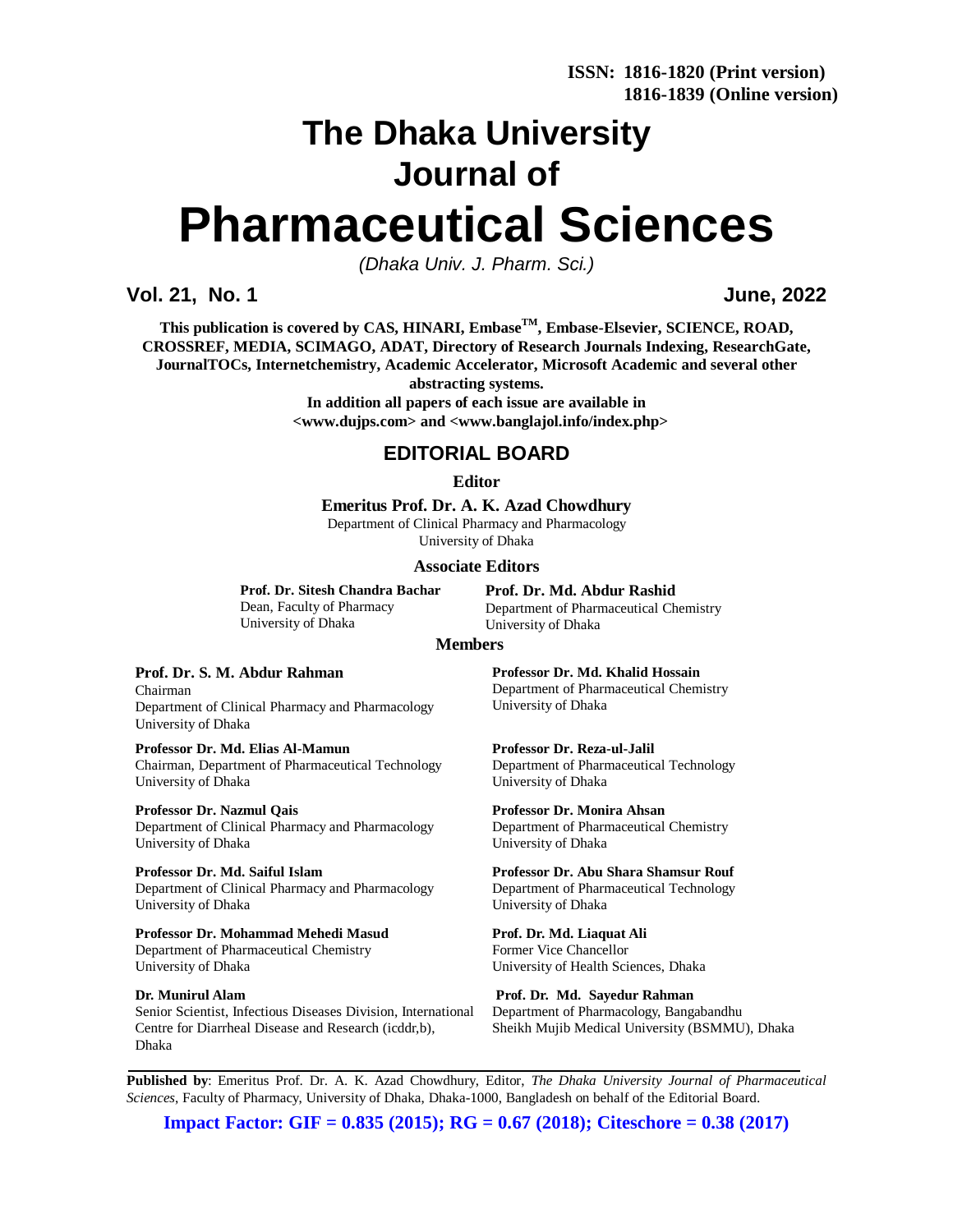**ISSN: 1816-1820 (Print version)**
**1816-1839 (Online version)**

# The Dhaka University Journal of Pharmaceutical Sciences

*(Dhaka Univ. J. Pharm. Sci.)*

**Vol. 21, No. 1** **June, 2022**

**This publication is covered by CAS, HINARI, Embase™, Embase-Elsevier, SCIENCE, ROAD, CROSSREF, MEDIA, SCIMAGO, ADAT, Directory of Research Journals Indexing, ResearchGate, JournalTOCs, Internetchemistry, Academic Accelerator, Microsoft Academic and several other abstracting systems.**

**In addition all papers of each issue are available in <www.dujps.com> and <www.banglajol.info/index.php>**

## EDITORIAL BOARD

### Editor

**Emeritus Prof. Dr. A. K. Azad Chowdhury**
Department of Clinical Pharmacy and Pharmacology
University of Dhaka

### Associate Editors

**Prof. Dr. Sitesh Chandra Bachar**
Dean, Faculty of Pharmacy
University of Dhaka

**Prof. Dr. Md. Abdur Rashid**
Department of Pharmaceutical Chemistry
University of Dhaka

### Members

**Prof. Dr. S. M. Abdur Rahman**
Chairman
Department of Clinical Pharmacy and Pharmacology
University of Dhaka

**Professor Dr. Md. Elias Al-Mamun**
Chairman, Department of Pharmaceutical Technology
University of Dhaka

**Professor Dr. Nazmul Qais**
Department of Clinical Pharmacy and Pharmacology
University of Dhaka

**Professor Dr. Md. Saiful Islam**
Department of Clinical Pharmacy and Pharmacology
University of Dhaka

**Professor Dr. Mohammad Mehedi Masud**
Department of Pharmaceutical Chemistry
University of Dhaka

**Dr. Munirul Alam**
Senior Scientist, Infectious Diseases Division, International Centre for Diarrheal Disease and Research (icddr,b), Dhaka

**Professor Dr. Md. Khalid Hossain**
Department of Pharmaceutical Chemistry
University of Dhaka

**Professor Dr. Reza-ul-Jalil**
Department of Pharmaceutical Technology
University of Dhaka

**Professor Dr. Monira Ahsan**
Department of Pharmaceutical Chemistry
University of Dhaka

**Professor Dr. Abu Shara Shamsur Rouf**
Department of Pharmaceutical Technology
University of Dhaka

**Prof. Dr. Md. Liaquat Ali**
Former Vice Chancellor
University of Health Sciences, Dhaka

**Prof. Dr. Md. Sayedur Rahman**
Department of Pharmacology, Bangabandhu Sheikh Mujib Medical University (BSMMU), Dhaka

---

**Published by**: Emeritus Prof. Dr. A. K. Azad Chowdhury, Editor, *The Dhaka University Journal of Pharmaceutical Sciences*, Faculty of Pharmacy, University of Dhaka, Dhaka-1000, Bangladesh on behalf of the Editorial Board.

**Impact Factor: GIF = 0.835 (2015); RG = 0.67 (2018); Citeschore = 0.38 (2017)**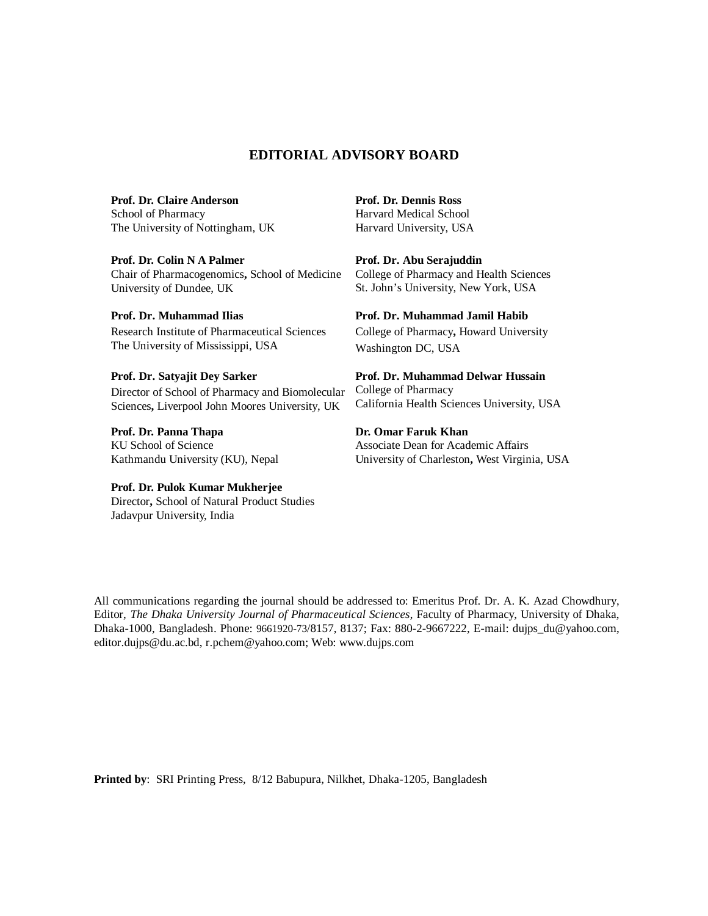## EDITORIAL ADVISORY BOARD

**Prof. Dr. Claire Anderson**
School of Pharmacy
The University of Nottingham, UK

**Prof. Dr. Colin N A Palmer**
Chair of Pharmacogenomics**,** School of Medicine
University of Dundee, UK

**Prof. Dr. Muhammad Ilias**
Research Institute of Pharmaceutical Sciences
The University of Mississippi, USA

**Prof. Dr. Satyajit Dey Sarker**
Director of School of Pharmacy and Biomolecular Sciences**,** Liverpool John Moores University, UK

**Prof. Dr. Panna Thapa**
KU School of Science
Kathmandu University (KU), Nepal

**Prof. Dr. Pulok Kumar Mukherjee**
Director**,** School of Natural Product Studies
Jadavpur University, India

**Prof. Dr. Dennis Ross**
Harvard Medical School
Harvard University, USA

**Prof. Dr. Abu Serajuddin**
College of Pharmacy and Health Sciences
St. John's University, New York, USA

**Prof. Dr. Muhammad Jamil Habib**
College of Pharmacy**,** Howard University
Washington DC, USA

**Prof. Dr. Muhammad Delwar Hussain**
College of Pharmacy
California Health Sciences University, USA

**Dr. Omar Faruk Khan**
Associate Dean for Academic Affairs
University of Charleston**,** West Virginia, USA

All communications regarding the journal should be addressed to: Emeritus Prof. Dr. A. K. Azad Chowdhury, Editor, *The Dhaka University Journal of Pharmaceutical Sciences*, Faculty of Pharmacy, University of Dhaka, Dhaka-1000, Bangladesh. Phone: 9661920-73/8157, 8137; Fax: 880-2-9667222, E-mail: dujps_du@yahoo.com, editor.dujps@du.ac.bd, r.pchem@yahoo.com; Web: www.dujps.com

**Printed by**: SRI Printing Press, 8/12 Babupura, Nilkhet, Dhaka-1205, Bangladesh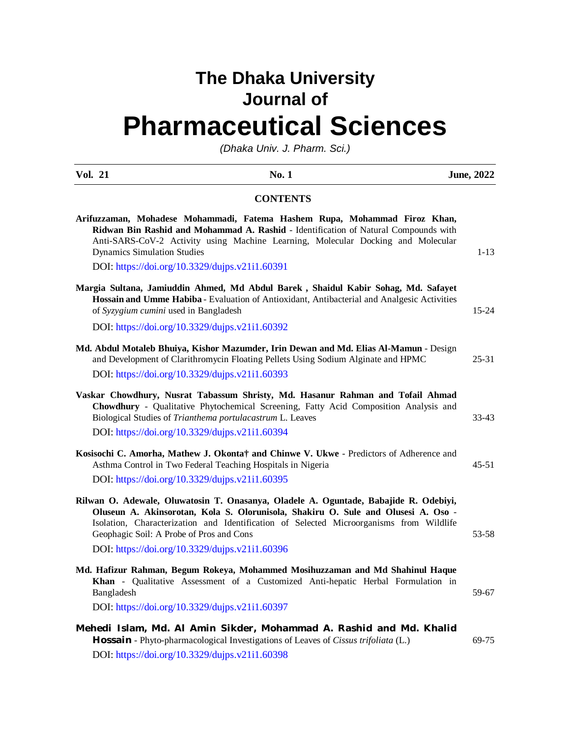# The Dhaka University Journal of Pharmaceutical Sciences

*(Dhaka Univ. J. Pharm. Sci.)*

**Vol. 21** | **No. 1** | **June, 2022**

## CONTENTS

**Arifuzzaman, Mohadese Mohammadi, Fatema Hashem Rupa, Mohammad Firoz Khan, Ridwan Bin Rashid and Mohammad A. Rashid** - Identification of Natural Compounds with Anti-SARS-CoV-2 Activity using Machine Learning, Molecular Docking and Molecular Dynamics Simulation Studies — 1-13

DOI: https://doi.org/10.3329/dujps.v21i1.60391

**Margia Sultana, Jamiuddin Ahmed, Md Abdul Barek , Shaidul Kabir Sohag, Md. Safayet Hossain and Umme Habiba** - Evaluation of Antioxidant, Antibacterial and Analgesic Activities of *Syzygium cumini* used in Bangladesh — 15-24

DOI: https://doi.org/10.3329/dujps.v21i1.60392

**Md. Abdul Motaleb Bhuiya, Kishor Mazumder, Irin Dewan and Md. Elias Al-Mamun** - Design and Development of Clarithromycin Floating Pellets Using Sodium Alginate and HPMC — 25-31

DOI: https://doi.org/10.3329/dujps.v21i1.60393

**Vaskar Chowdhury, Nusrat Tabassum Shristy, Md. Hasanur Rahman and Tofail Ahmad Chowdhury** - Qualitative Phytochemical Screening, Fatty Acid Composition Analysis and Biological Studies of *Trianthema portulacastrum* L. Leaves — 33-43

DOI: https://doi.org/10.3329/dujps.v21i1.60394

**Kosisochi C. Amorha, Mathew J. Okonta† and Chinwe V. Ukwe** - Predictors of Adherence and Asthma Control in Two Federal Teaching Hospitals in Nigeria — 45-51

DOI: https://doi.org/10.3329/dujps.v21i1.60395

**Rilwan O. Adewale, Oluwatosin T. Onasanya, Oladele A. Oguntade, Babajide R. Odebiyi, Oluseun A. Akinsorotan, Kola S. Olorunisola, Shakiru O. Sule and Olusesi A. Oso** - Isolation, Characterization and Identification of Selected Microorganisms from Wildlife Geophagic Soil: A Probe of Pros and Cons — 53-58

DOI: https://doi.org/10.3329/dujps.v21i1.60396

**Md. Hafizur Rahman, Begum Rokeya, Mohammed Mosihuzzaman and Md Shahinul Haque Khan** - Qualitative Assessment of a Customized Anti-hepatic Herbal Formulation in Bangladesh — 59-67

DOI: https://doi.org/10.3329/dujps.v21i1.60397

**Mehedi Islam, Md. Al Amin Sikder, Mohammad A. Rashid and Md. Khalid Hossain** - Phyto-pharmacological Investigations of Leaves of *Cissus trifoliata* (L.) — 69-75

DOI: https://doi.org/10.3329/dujps.v21i1.60398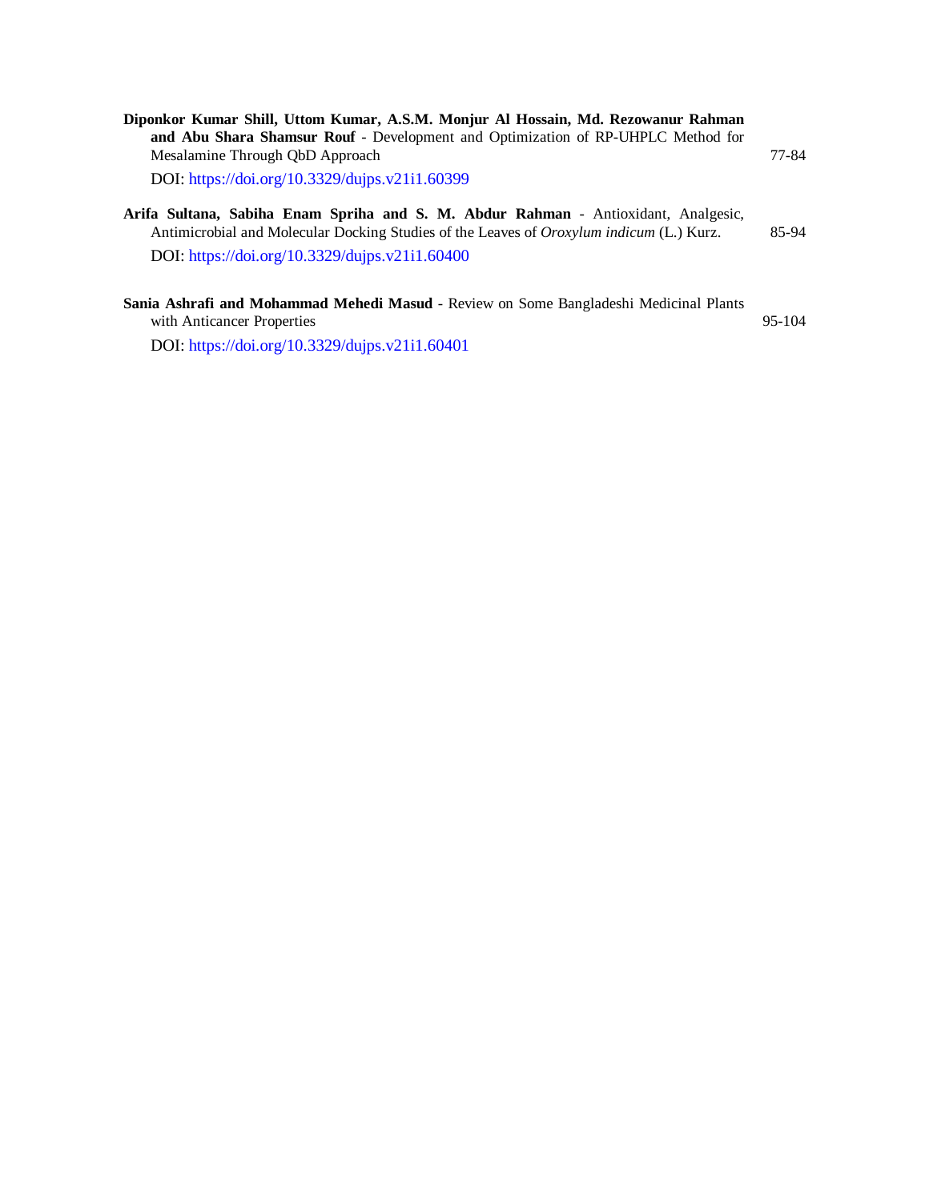**Diponkor Kumar Shill, Uttom Kumar, A.S.M. Monjur Al Hossain, Md. Rezowanur Rahman and Abu Shara Shamsur Rouf** - Development and Optimization of RP-UHPLC Method for Mesalamine Through QbD Approach — 77-84

DOI: https://doi.org/10.3329/dujps.v21i1.60399

**Arifa Sultana, Sabiha Enam Spriha and S. M. Abdur Rahman** - Antioxidant, Analgesic, Antimicrobial and Molecular Docking Studies of the Leaves of *Oroxylum indicum* (L.) Kurz. — 85-94

DOI: https://doi.org/10.3329/dujps.v21i1.60400

**Sania Ashrafi and Mohammad Mehedi Masud** - Review on Some Bangladeshi Medicinal Plants with Anticancer Properties — 95-104

DOI: https://doi.org/10.3329/dujps.v21i1.60401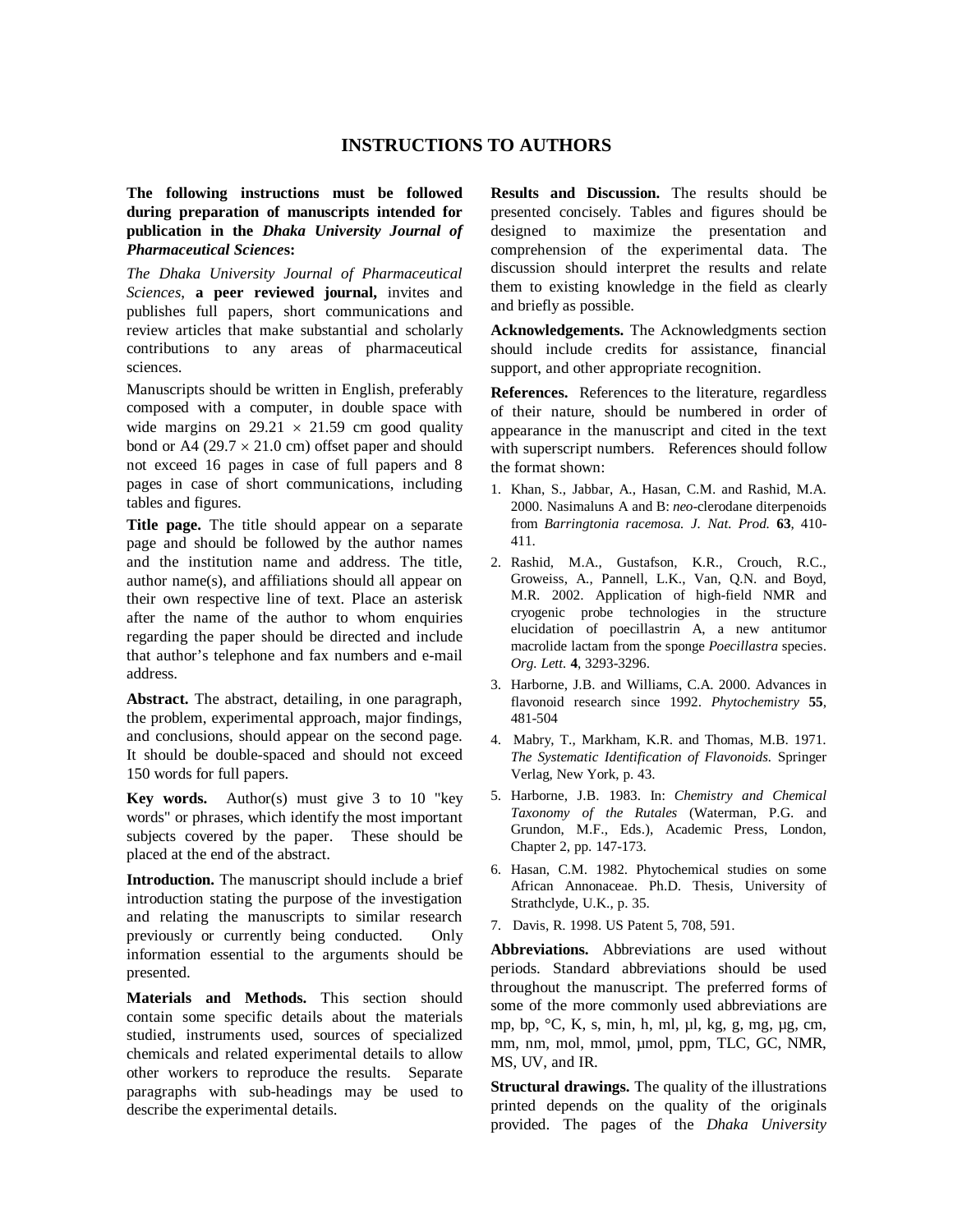# INSTRUCTIONS TO AUTHORS

**The following instructions must be followed during preparation of manuscripts intended for publication in the *Dhaka University Journal of Pharmaceutical Sciences*:**

*The Dhaka University Journal of Pharmaceutical Sciences*, **a peer reviewed journal,** invites and publishes full papers, short communications and review articles that make substantial and scholarly contributions to any areas of pharmaceutical sciences.

Manuscripts should be written in English, preferably composed with a computer, in double space with wide margins on $29.21 \times 21.59$ cm good quality bond or A4 ($29.7 \times 21.0$ cm) offset paper and should not exceed 16 pages in case of full papers and 8 pages in case of short communications, including tables and figures.

**Title page.** The title should appear on a separate page and should be followed by the author names and the institution name and address. The title, author name(s), and affiliations should all appear on their own respective line of text. Place an asterisk after the name of the author to whom enquiries regarding the paper should be directed and include that author's telephone and fax numbers and e-mail address.

**Abstract.** The abstract, detailing, in one paragraph, the problem, experimental approach, major findings, and conclusions, should appear on the second page. It should be double-spaced and should not exceed 150 words for full papers.

**Key words.** Author(s) must give 3 to 10 "key words" or phrases, which identify the most important subjects covered by the paper. These should be placed at the end of the abstract.

**Introduction.** The manuscript should include a brief introduction stating the purpose of the investigation and relating the manuscripts to similar research previously or currently being conducted. Only information essential to the arguments should be presented.

**Materials and Methods.** This section should contain some specific details about the materials studied, instruments used, sources of specialized chemicals and related experimental details to allow other workers to reproduce the results. Separate paragraphs with sub-headings may be used to describe the experimental details.

**Results and Discussion.** The results should be presented concisely. Tables and figures should be designed to maximize the presentation and comprehension of the experimental data. The discussion should interpret the results and relate them to existing knowledge in the field as clearly and briefly as possible.

**Acknowledgements.** The Acknowledgments section should include credits for assistance, financial support, and other appropriate recognition.

**References.** References to the literature, regardless of their nature, should be numbered in order of appearance in the manuscript and cited in the text with superscript numbers. References should follow the format shown:

1. Khan, S., Jabbar, A., Hasan, C.M. and Rashid, M.A. 2000. Nasimaluns A and B: *neo*-clerodane diterpenoids from *Barringtonia racemosa. J. Nat. Prod.* **63**, 410-411.
2. Rashid, M.A., Gustafson, K.R., Crouch, R.C., Groweiss, A., Pannell, L.K., Van, Q.N. and Boyd, M.R. 2002. Application of high-field NMR and cryogenic probe technologies in the structure elucidation of poecillastrin A, a new antitumor macrolide lactam from the sponge *Poecillastra* species. *Org. Lett.* **4**, 3293-3296.
3. Harborne, J.B. and Williams, C.A. 2000. Advances in flavonoid research since 1992. *Phytochemistry* **55**, 481-504
4. Mabry, T., Markham, K.R. and Thomas, M.B. 1971. *The Systematic Identification of Flavonoids.* Springer Verlag, New York, p. 43.
5. Harborne, J.B. 1983. In: *Chemistry and Chemical Taxonomy of the Rutales* (Waterman, P.G. and Grundon, M.F., Eds.), Academic Press, London, Chapter 2, pp. 147-173.
6. Hasan, C.M. 1982. Phytochemical studies on some African Annonaceae. Ph.D. Thesis, University of Strathclyde, U.K., p. 35.
7. Davis, R. 1998. US Patent 5, 708, 591.

**Abbreviations.** Abbreviations are used without periods. Standard abbreviations should be used throughout the manuscript. The preferred forms of some of the more commonly used abbreviations are mp, bp, °C, K, s, min, h, ml, µl, kg, g, mg, µg, cm, mm, nm, mol, mmol, µmol, ppm, TLC, GC, NMR, MS, UV, and IR.

**Structural drawings.** The quality of the illustrations printed depends on the quality of the originals provided. The pages of the *Dhaka University*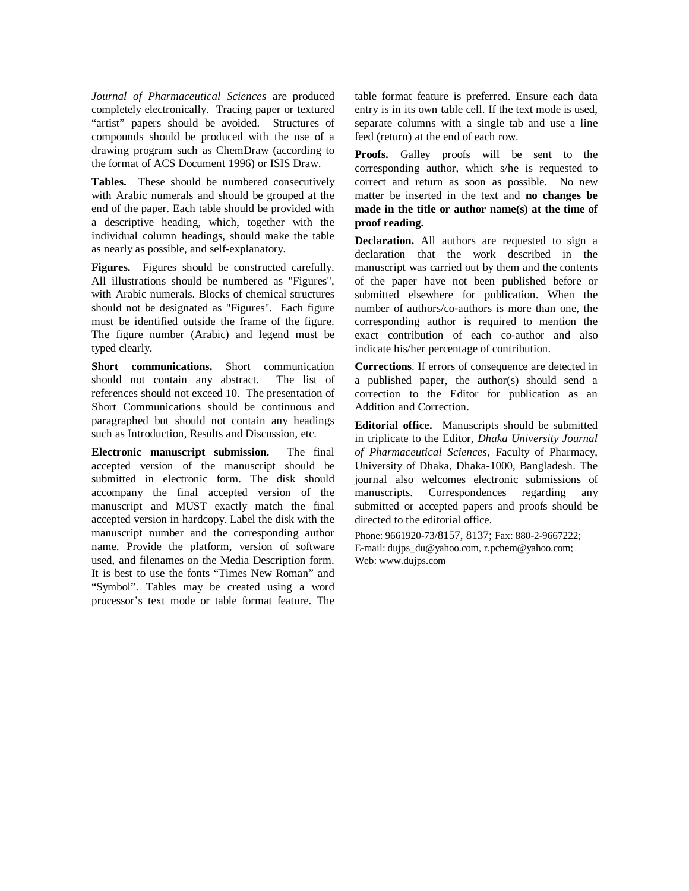*Journal of Pharmaceutical Sciences* are produced completely electronically. Tracing paper or textured "artist" papers should be avoided. Structures of compounds should be produced with the use of a drawing program such as ChemDraw (according to the format of ACS Document 1996) or ISIS Draw.

**Tables.** These should be numbered consecutively with Arabic numerals and should be grouped at the end of the paper. Each table should be provided with a descriptive heading, which, together with the individual column headings, should make the table as nearly as possible, and self-explanatory.

**Figures.** Figures should be constructed carefully. All illustrations should be numbered as "Figures", with Arabic numerals. Blocks of chemical structures should not be designated as "Figures". Each figure must be identified outside the frame of the figure. The figure number (Arabic) and legend must be typed clearly.

**Short communications.** Short communication should not contain any abstract. The list of references should not exceed 10. The presentation of Short Communications should be continuous and paragraphed but should not contain any headings such as Introduction, Results and Discussion, etc.

**Electronic manuscript submission.** The final accepted version of the manuscript should be submitted in electronic form. The disk should accompany the final accepted version of the manuscript and MUST exactly match the final accepted version in hardcopy. Label the disk with the manuscript number and the corresponding author name. Provide the platform, version of software used, and filenames on the Media Description form. It is best to use the fonts "Times New Roman" and "Symbol". Tables may be created using a word processor's text mode or table format feature. The table format feature is preferred. Ensure each data entry is in its own table cell. If the text mode is used, separate columns with a single tab and use a line feed (return) at the end of each row.

**Proofs.** Galley proofs will be sent to the corresponding author, which s/he is requested to correct and return as soon as possible. No new matter be inserted in the text and **no changes be made in the title or author name(s) at the time of proof reading.**

**Declaration.** All authors are requested to sign a declaration that the work described in the manuscript was carried out by them and the contents of the paper have not been published before or submitted elsewhere for publication. When the number of authors/co-authors is more than one, the corresponding author is required to mention the exact contribution of each co-author and also indicate his/her percentage of contribution.

**Corrections**. If errors of consequence are detected in a published paper, the author(s) should send a correction to the Editor for publication as an Addition and Correction.

**Editorial office.** Manuscripts should be submitted in triplicate to the Editor, *Dhaka University Journal of Pharmaceutical Sciences,* Faculty of Pharmacy, University of Dhaka, Dhaka-1000, Bangladesh. The journal also welcomes electronic submissions of manuscripts. Correspondences regarding any submitted or accepted papers and proofs should be directed to the editorial office.

Phone: 9661920-73/8157, 8137; Fax: 880-2-9667222;
E-mail: dujps_du@yahoo.com, r.pchem@yahoo.com;
Web: www.dujps.com